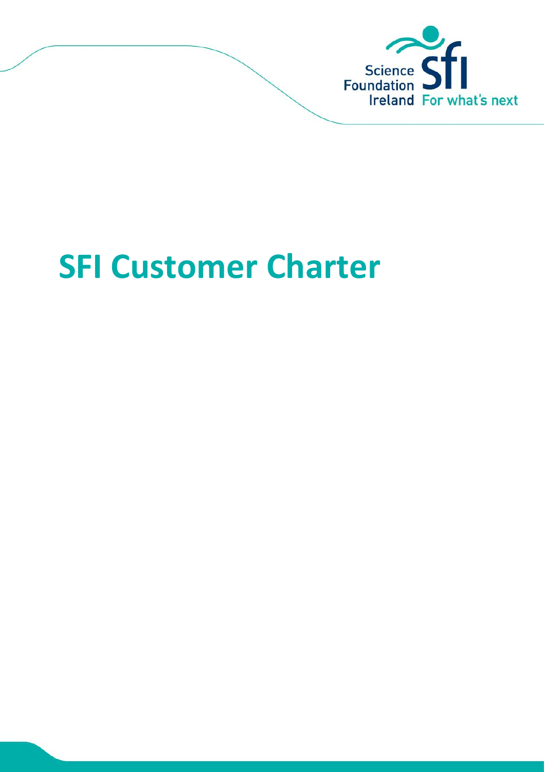Science Foundation Ireland For what's next

# SFI Customer Charter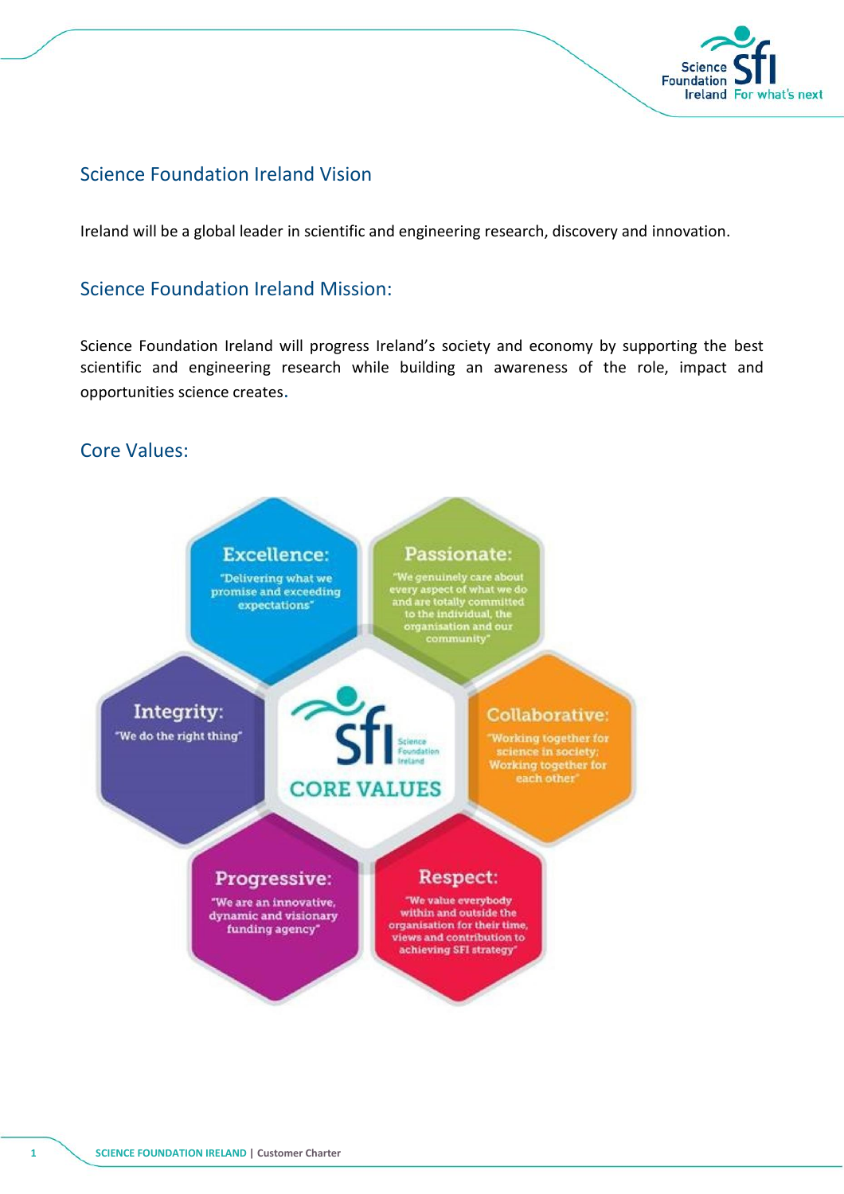## Science Foundation Ireland Vision

Ireland will be a global leader in scientific and engineering research, discovery and innovation.

## Science Foundation Ireland Mission:

Science Foundation Ireland will progress Ireland's society and economy by supporting the best scientific and engineering research while building an awareness of the role, impact and opportunities science creates.

## Core Values:

SFI CORE VALUES

**Excellence:** "Delivering what we promise and exceeding expectations"

**Passionate:** "We genuinely care about every aspect of what we do and are totally committed to the individual, the organisation and our community"

**Collaborative:** "Working together for science in society; Working together for each other"

**Respect:** "We value everybody within and outside the organisation for their time, views and contribution to achieving SFI strategy"

**Progressive:** "We are an innovative, dynamic and visionary funding agency"

**Integrity:** "We do the right thing"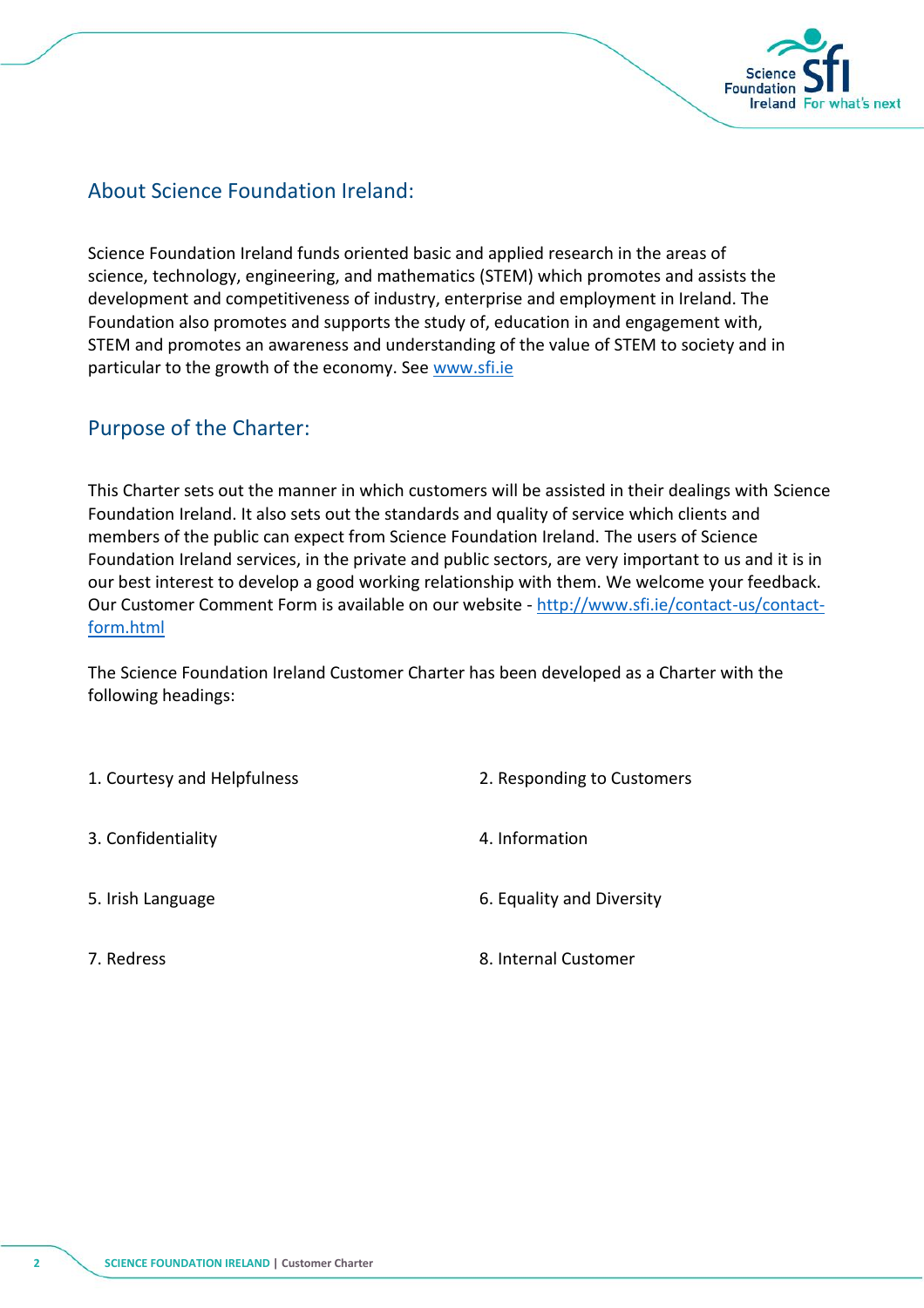## About Science Foundation Ireland:

Science Foundation Ireland funds oriented basic and applied research in the areas of science, technology, engineering, and mathematics (STEM) which promotes and assists the development and competitiveness of industry, enterprise and employment in Ireland. The Foundation also promotes and supports the study of, education in and engagement with, STEM and promotes an awareness and understanding of the value of STEM to society and in particular to the growth of the economy. See www.sfi.ie

## Purpose of the Charter:

This Charter sets out the manner in which customers will be assisted in their dealings with Science Foundation Ireland. It also sets out the standards and quality of service which clients and members of the public can expect from Science Foundation Ireland. The users of Science Foundation Ireland services, in the private and public sectors, are very important to us and it is in our best interest to develop a good working relationship with them. We welcome your feedback. Our Customer Comment Form is available on our website - http://www.sfi.ie/contact-us/contact-form.html

The Science Foundation Ireland Customer Charter has been developed as a Charter with the following headings:

1. Courtesy and Helpfulness
2. Responding to Customers
3. Confidentiality
4. Information
5. Irish Language
6. Equality and Diversity
7. Redress
8. Internal Customer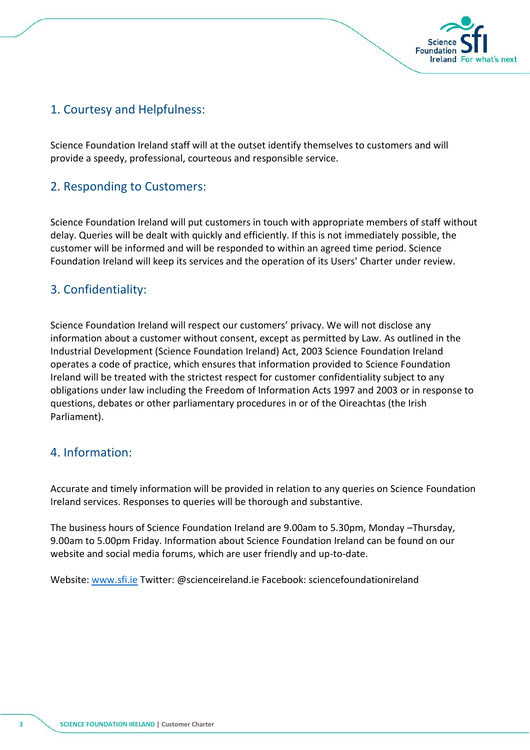## 1. Courtesy and Helpfulness:

Science Foundation Ireland staff will at the outset identify themselves to customers and will provide a speedy, professional, courteous and responsible service.

## 2. Responding to Customers:

Science Foundation Ireland will put customers in touch with appropriate members of staff without delay. Queries will be dealt with quickly and efficiently. If this is not immediately possible, the customer will be informed and will be responded to within an agreed time period. Science Foundation Ireland will keep its services and the operation of its Users' Charter under review.

## 3. Confidentiality:

Science Foundation Ireland will respect our customers' privacy. We will not disclose any information about a customer without consent, except as permitted by Law. As outlined in the Industrial Development (Science Foundation Ireland) Act, 2003 Science Foundation Ireland operates a code of practice, which ensures that information provided to Science Foundation Ireland will be treated with the strictest respect for customer confidentiality subject to any obligations under law including the Freedom of Information Acts 1997 and 2003 or in response to questions, debates or other parliamentary procedures in or of the Oireachtas (the Irish Parliament).

## 4. Information:

Accurate and timely information will be provided in relation to any queries on Science Foundation Ireland services. Responses to queries will be thorough and substantive.

The business hours of Science Foundation Ireland are 9.00am to 5.30pm, Monday –Thursday, 9.00am to 5.00pm Friday. Information about Science Foundation Ireland can be found on our website and social media forums, which are user friendly and up-to-date.

Website: www.sfi.ie Twitter: @scienceireland.ie Facebook: sciencefoundationireland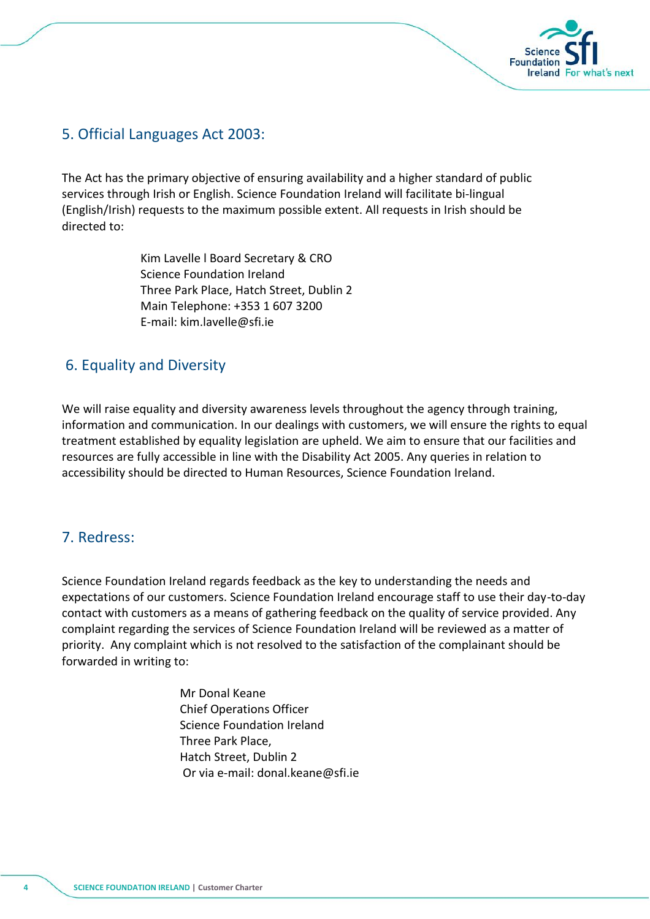## 5. Official Languages Act 2003:

The Act has the primary objective of ensuring availability and a higher standard of public services through Irish or English. Science Foundation Ireland will facilitate bi-lingual (English/Irish) requests to the maximum possible extent. All requests in Irish should be directed to:

Kim Lavelle l Board Secretary & CRO
Science Foundation Ireland
Three Park Place, Hatch Street, Dublin 2
Main Telephone: +353 1 607 3200
E-mail: kim.lavelle@sfi.ie

## 6. Equality and Diversity

We will raise equality and diversity awareness levels throughout the agency through training, information and communication. In our dealings with customers, we will ensure the rights to equal treatment established by equality legislation are upheld. We aim to ensure that our facilities and resources are fully accessible in line with the Disability Act 2005. Any queries in relation to accessibility should be directed to Human Resources, Science Foundation Ireland.

## 7. Redress:

Science Foundation Ireland regards feedback as the key to understanding the needs and expectations of our customers. Science Foundation Ireland encourage staff to use their day-to-day contact with customers as a means of gathering feedback on the quality of service provided. Any complaint regarding the services of Science Foundation Ireland will be reviewed as a matter of priority. Any complaint which is not resolved to the satisfaction of the complainant should be forwarded in writing to:

Mr Donal Keane
Chief Operations Officer
Science Foundation Ireland
Three Park Place,
Hatch Street, Dublin 2
Or via e-mail: donal.keane@sfi.ie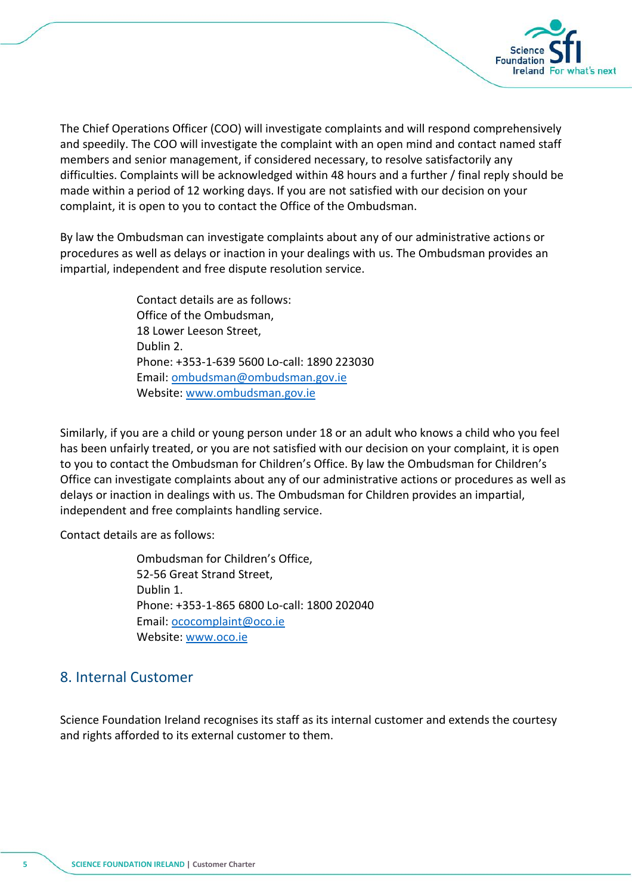The Chief Operations Officer (COO) will investigate complaints and will respond comprehensively and speedily. The COO will investigate the complaint with an open mind and contact named staff members and senior management, if considered necessary, to resolve satisfactorily any difficulties. Complaints will be acknowledged within 48 hours and a further / final reply should be made within a period of 12 working days. If you are not satisfied with our decision on your complaint, it is open to you to contact the Office of the Ombudsman.

By law the Ombudsman can investigate complaints about any of our administrative actions or procedures as well as delays or inaction in your dealings with us. The Ombudsman provides an impartial, independent and free dispute resolution service.

Contact details are as follows:
Office of the Ombudsman,
18 Lower Leeson Street,
Dublin 2.
Phone: +353-1-639 5600 Lo-call: 1890 223030
Email: ombudsman@ombudsman.gov.ie
Website: www.ombudsman.gov.ie

Similarly, if you are a child or young person under 18 or an adult who knows a child who you feel has been unfairly treated, or you are not satisfied with our decision on your complaint, it is open to you to contact the Ombudsman for Children's Office. By law the Ombudsman for Children's Office can investigate complaints about any of our administrative actions or procedures as well as delays or inaction in dealings with us. The Ombudsman for Children provides an impartial, independent and free complaints handling service.

Contact details are as follows:

Ombudsman for Children's Office,
52-56 Great Strand Street,
Dublin 1.
Phone: +353-1-865 6800 Lo-call: 1800 202040
Email: ococomplaint@oco.ie
Website: www.oco.ie

## 8. Internal Customer

Science Foundation Ireland recognises its staff as its internal customer and extends the courtesy and rights afforded to its external customer to them.